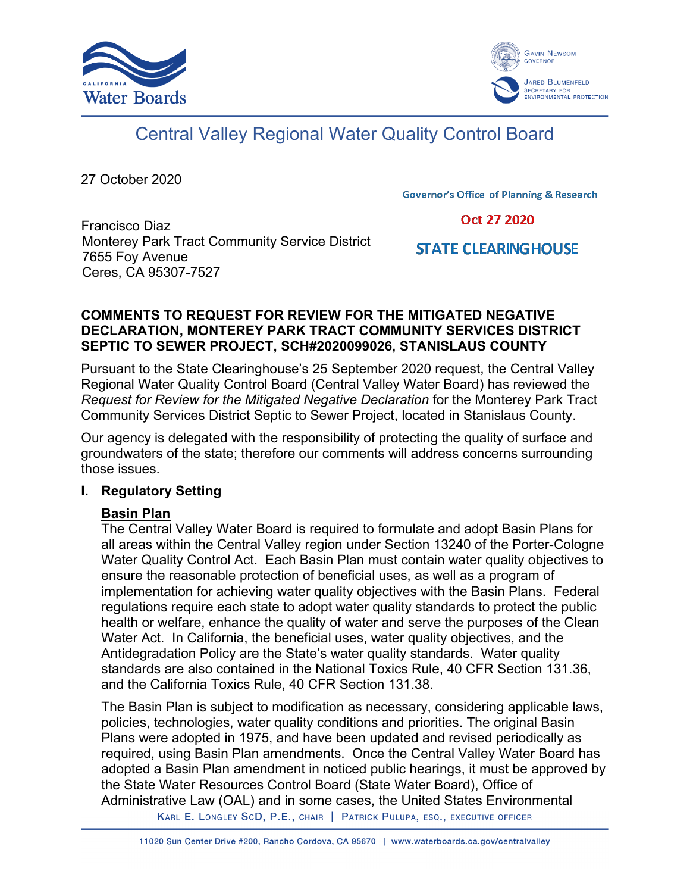# Central Valley Regional Water Quality Control Board

27 October 2020

Governor's Office of Planning & Research

Oct 27 2020

STATE CLEARINGHOUSE

Francisco Diaz
Monterey Park Tract Community Service District
7655 Foy Avenue
Ceres, CA 95307-7527

**COMMENTS TO REQUEST FOR REVIEW FOR THE MITIGATED NEGATIVE DECLARATION, MONTEREY PARK TRACT COMMUNITY SERVICES DISTRICT SEPTIC TO SEWER PROJECT, SCH#2020099026, STANISLAUS COUNTY**

Pursuant to the State Clearinghouse's 25 September 2020 request, the Central Valley Regional Water Quality Control Board (Central Valley Water Board) has reviewed the *Request for Review for the Mitigated Negative Declaration* for the Monterey Park Tract Community Services District Septic to Sewer Project, located in Stanislaus County.

Our agency is delegated with the responsibility of protecting the quality of surface and groundwaters of the state; therefore our comments will address concerns surrounding those issues.

## I. Regulatory Setting

### Basin Plan

The Central Valley Water Board is required to formulate and adopt Basin Plans for all areas within the Central Valley region under Section 13240 of the Porter-Cologne Water Quality Control Act. Each Basin Plan must contain water quality objectives to ensure the reasonable protection of beneficial uses, as well as a program of implementation for achieving water quality objectives with the Basin Plans. Federal regulations require each state to adopt water quality standards to protect the public health or welfare, enhance the quality of water and serve the purposes of the Clean Water Act. In California, the beneficial uses, water quality objectives, and the Antidegradation Policy are the State's water quality standards. Water quality standards are also contained in the National Toxics Rule, 40 CFR Section 131.36, and the California Toxics Rule, 40 CFR Section 131.38.

The Basin Plan is subject to modification as necessary, considering applicable laws, policies, technologies, water quality conditions and priorities. The original Basin Plans were adopted in 1975, and have been updated and revised periodically as required, using Basin Plan amendments. Once the Central Valley Water Board has adopted a Basin Plan amendment in noticed public hearings, it must be approved by the State Water Resources Control Board (State Water Board), Office of Administrative Law (OAL) and in some cases, the United States Environmental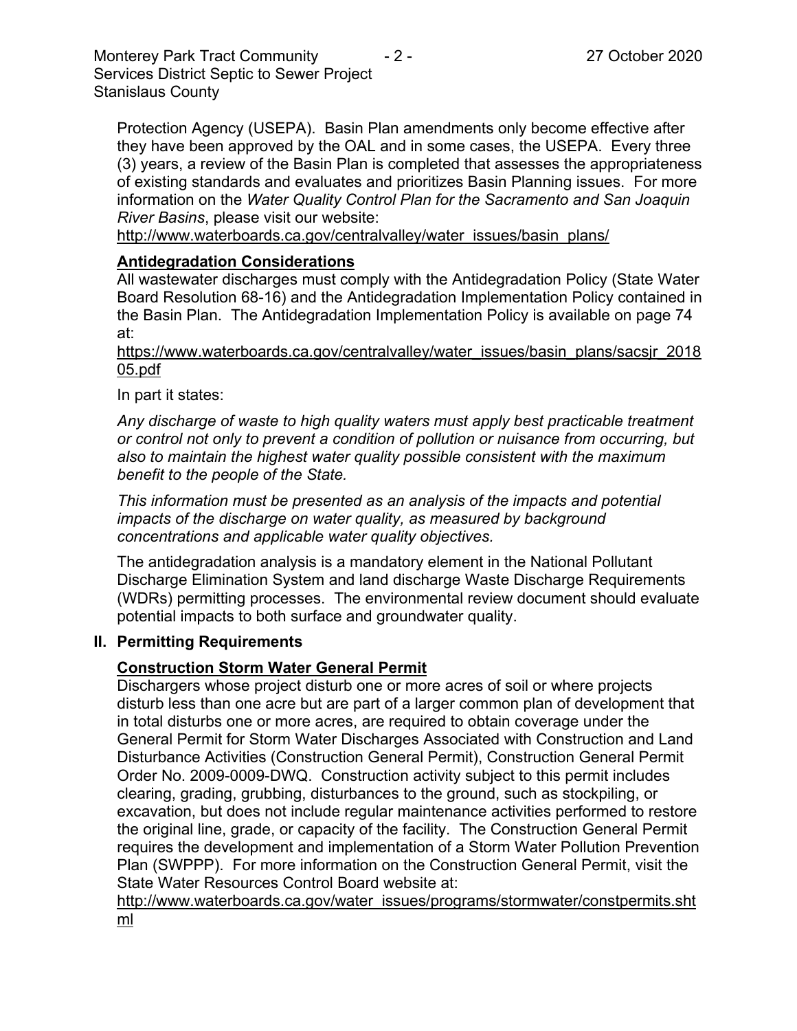Protection Agency (USEPA). Basin Plan amendments only become effective after they have been approved by the OAL and in some cases, the USEPA. Every three (3) years, a review of the Basin Plan is completed that assesses the appropriateness of existing standards and evaluates and prioritizes Basin Planning issues. For more information on the *Water Quality Control Plan for the Sacramento and San Joaquin River Basins*, please visit our website:
http://www.waterboards.ca.gov/centralvalley/water_issues/basin_plans/

**Antidegradation Considerations**

All wastewater discharges must comply with the Antidegradation Policy (State Water Board Resolution 68-16) and the Antidegradation Implementation Policy contained in the Basin Plan. The Antidegradation Implementation Policy is available on page 74 at:
https://www.waterboards.ca.gov/centralvalley/water_issues/basin_plans/sacsjr_201805.pdf

In part it states:

*Any discharge of waste to high quality waters must apply best practicable treatment or control not only to prevent a condition of pollution or nuisance from occurring, but also to maintain the highest water quality possible consistent with the maximum benefit to the people of the State.*

*This information must be presented as an analysis of the impacts and potential impacts of the discharge on water quality, as measured by background concentrations and applicable water quality objectives.*

The antidegradation analysis is a mandatory element in the National Pollutant Discharge Elimination System and land discharge Waste Discharge Requirements (WDRs) permitting processes. The environmental review document should evaluate potential impacts to both surface and groundwater quality.

## II. Permitting Requirements

**Construction Storm Water General Permit**

Dischargers whose project disturb one or more acres of soil or where projects disturb less than one acre but are part of a larger common plan of development that in total disturbs one or more acres, are required to obtain coverage under the General Permit for Storm Water Discharges Associated with Construction and Land Disturbance Activities (Construction General Permit), Construction General Permit Order No. 2009-0009-DWQ. Construction activity subject to this permit includes clearing, grading, grubbing, disturbances to the ground, such as stockpiling, or excavation, but does not include regular maintenance activities performed to restore the original line, grade, or capacity of the facility. The Construction General Permit requires the development and implementation of a Storm Water Pollution Prevention Plan (SWPPP). For more information on the Construction General Permit, visit the State Water Resources Control Board website at:
http://www.waterboards.ca.gov/water_issues/programs/stormwater/constpermits.shtml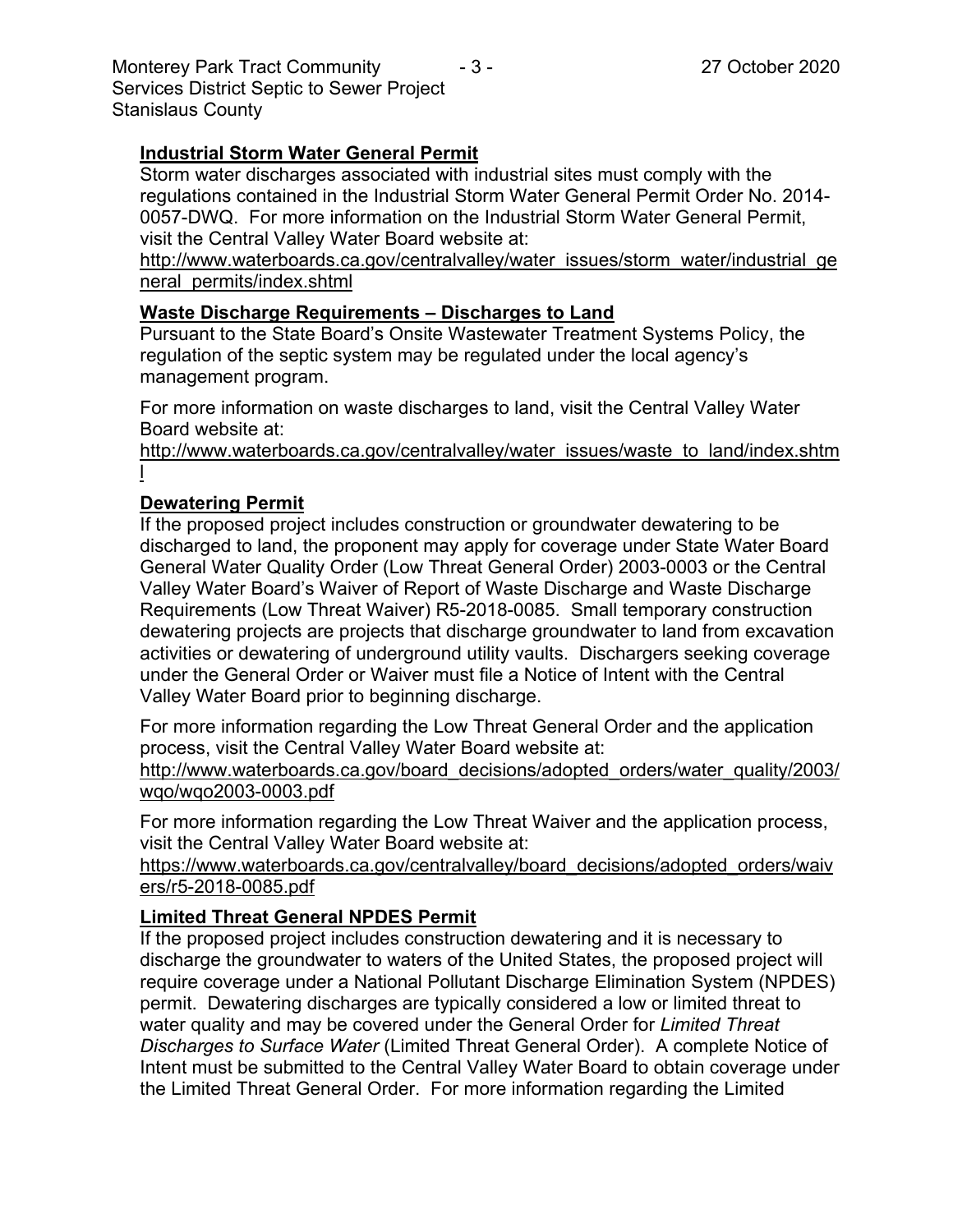### **Industrial Storm Water General Permit**

Storm water discharges associated with industrial sites must comply with the regulations contained in the Industrial Storm Water General Permit Order No. 2014-0057-DWQ. For more information on the Industrial Storm Water General Permit, visit the Central Valley Water Board website at:

http://www.waterboards.ca.gov/centralvalley/water_issues/storm_water/industrial_general_permits/index.shtml

### **Waste Discharge Requirements – Discharges to Land**

Pursuant to the State Board's Onsite Wastewater Treatment Systems Policy, the regulation of the septic system may be regulated under the local agency's management program.

For more information on waste discharges to land, visit the Central Valley Water Board website at:

http://www.waterboards.ca.gov/centralvalley/water_issues/waste_to_land/index.shtml

### **Dewatering Permit**

If the proposed project includes construction or groundwater dewatering to be discharged to land, the proponent may apply for coverage under State Water Board General Water Quality Order (Low Threat General Order) 2003-0003 or the Central Valley Water Board's Waiver of Report of Waste Discharge and Waste Discharge Requirements (Low Threat Waiver) R5-2018-0085. Small temporary construction dewatering projects are projects that discharge groundwater to land from excavation activities or dewatering of underground utility vaults. Dischargers seeking coverage under the General Order or Waiver must file a Notice of Intent with the Central Valley Water Board prior to beginning discharge.

For more information regarding the Low Threat General Order and the application process, visit the Central Valley Water Board website at:

http://www.waterboards.ca.gov/board_decisions/adopted_orders/water_quality/2003/wqo/wqo2003-0003.pdf

For more information regarding the Low Threat Waiver and the application process, visit the Central Valley Water Board website at:

https://www.waterboards.ca.gov/centralvalley/board_decisions/adopted_orders/waivers/r5-2018-0085.pdf

### **Limited Threat General NPDES Permit**

If the proposed project includes construction dewatering and it is necessary to discharge the groundwater to waters of the United States, the proposed project will require coverage under a National Pollutant Discharge Elimination System (NPDES) permit. Dewatering discharges are typically considered a low or limited threat to water quality and may be covered under the General Order for *Limited Threat Discharges to Surface Water* (Limited Threat General Order). A complete Notice of Intent must be submitted to the Central Valley Water Board to obtain coverage under the Limited Threat General Order. For more information regarding the Limited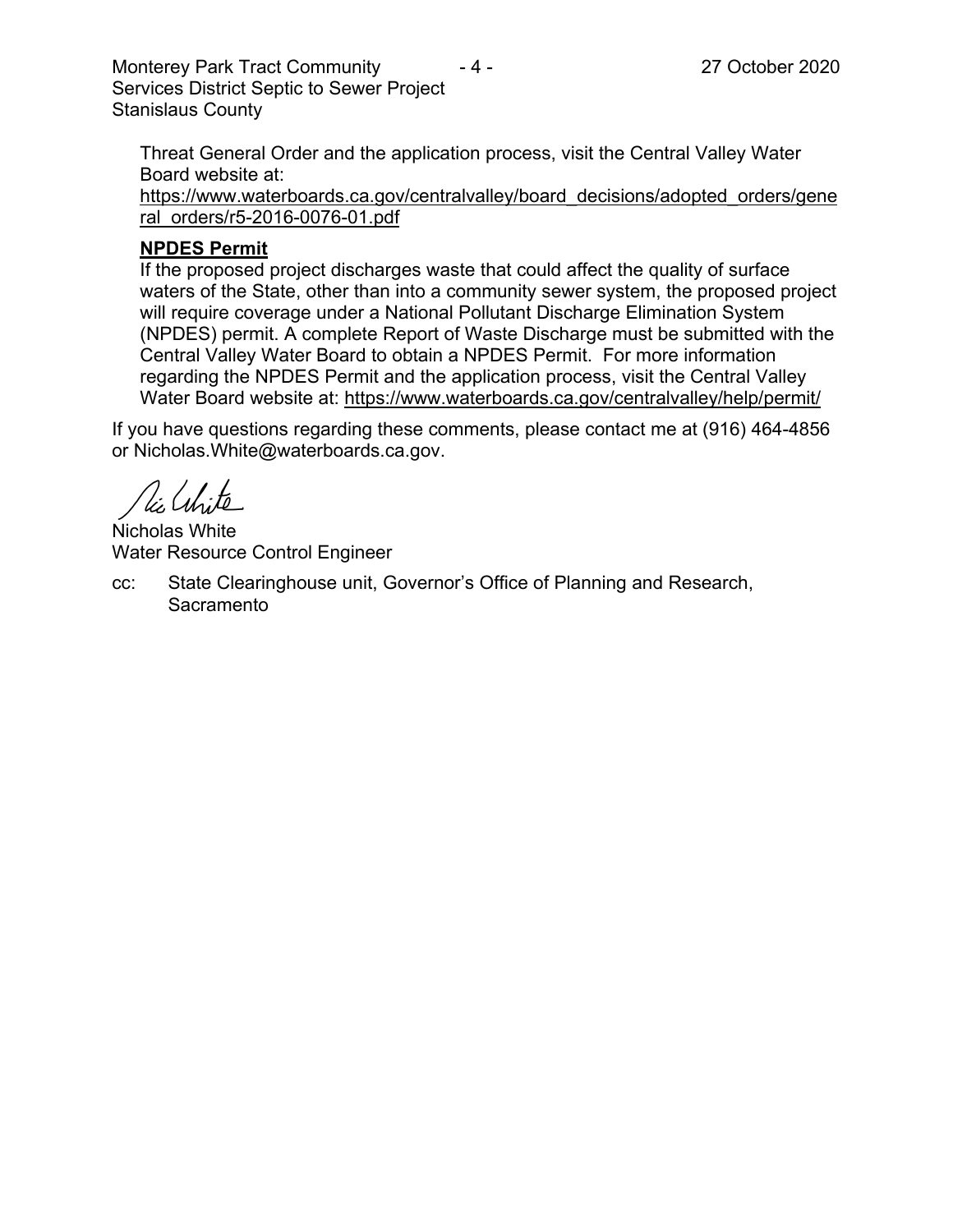Threat General Order and the application process, visit the Central Valley Water Board website at:
https://www.waterboards.ca.gov/centralvalley/board_decisions/adopted_orders/general_orders/r5-2016-0076-01.pdf

**NPDES Permit**
If the proposed project discharges waste that could affect the quality of surface waters of the State, other than into a community sewer system, the proposed project will require coverage under a National Pollutant Discharge Elimination System (NPDES) permit. A complete Report of Waste Discharge must be submitted with the Central Valley Water Board to obtain a NPDES Permit. For more information regarding the NPDES Permit and the application process, visit the Central Valley Water Board website at: https://www.waterboards.ca.gov/centralvalley/help/permit/

If you have questions regarding these comments, please contact me at (916) 464-4856 or Nicholas.White@waterboards.ca.gov.

Nicholas White
Water Resource Control Engineer

cc: State Clearinghouse unit, Governor's Office of Planning and Research, Sacramento